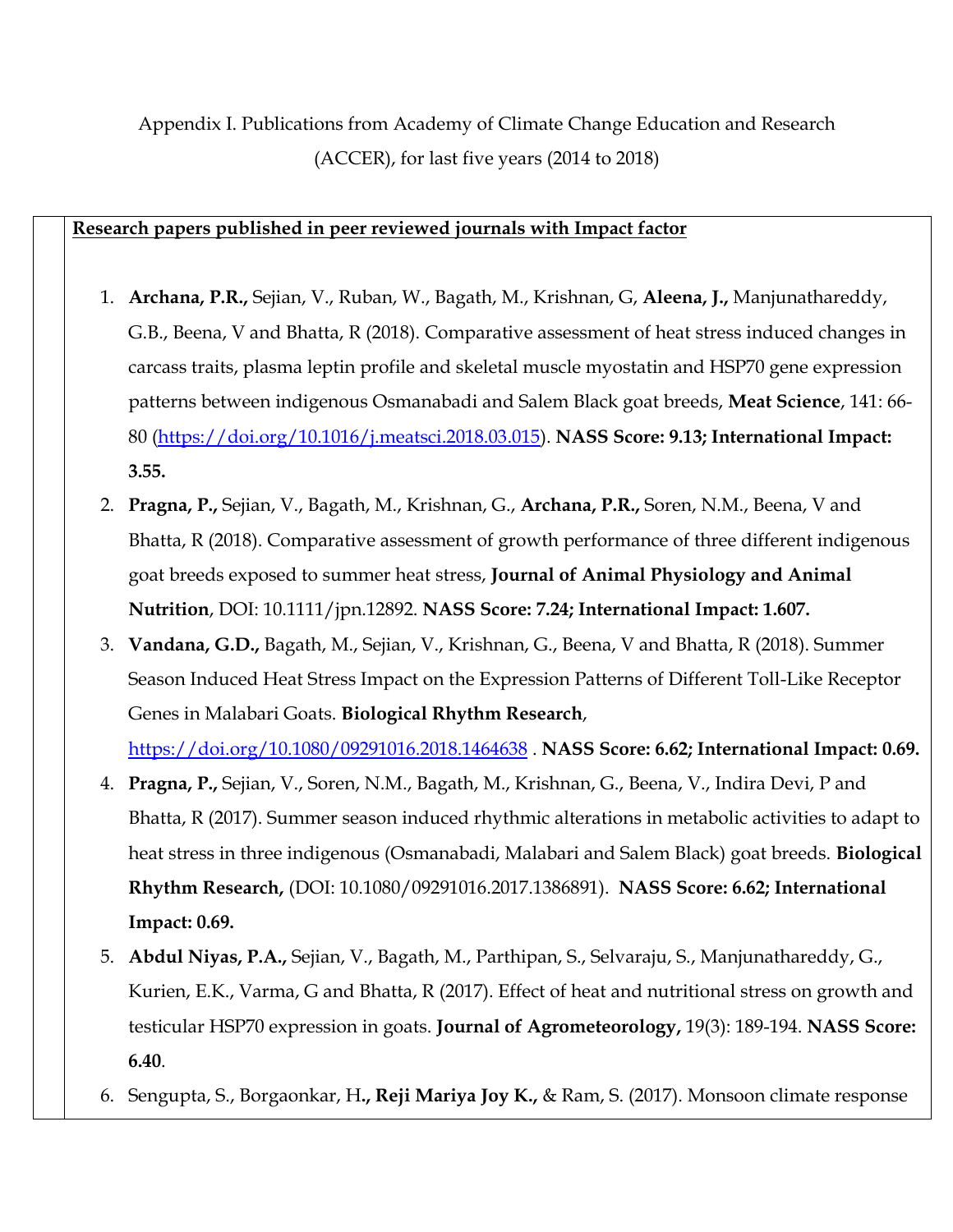Appendix I. Publications from Academy of Climate Change Education and Research (ACCER), for last five years (2014 to 2018)

**Research papers published in peer reviewed journals with Impact factor**

1. **Archana, P.R.,** Sejian, V., Ruban, W., Bagath, M., Krishnan, G, **Aleena, J.,** Manjunathareddy, G.B., Beena, V and Bhatta, R (2018). Comparative assessment of heat stress induced changes in carcass traits, plasma leptin profile and skeletal muscle myostatin and HSP70 gene expression patterns between indigenous Osmanabadi and Salem Black goat breeds, **Meat Science**, 141: 66-80 (https://doi.org/10.1016/j.meatsci.2018.03.015). **NASS Score: 9.13; International Impact: 3.55.**
2. **Pragna, P.,** Sejian, V., Bagath, M., Krishnan, G., **Archana, P.R.,** Soren, N.M., Beena, V and Bhatta, R (2018). Comparative assessment of growth performance of three different indigenous goat breeds exposed to summer heat stress, **Journal of Animal Physiology and Animal Nutrition**, DOI: 10.1111/jpn.12892. **NASS Score: 7.24; International Impact: 1.607.**
3. **Vandana, G.D.,** Bagath, M., Sejian, V., Krishnan, G., Beena, V and Bhatta, R (2018). Summer Season Induced Heat Stress Impact on the Expression Patterns of Different Toll-Like Receptor Genes in Malabari Goats. **Biological Rhythm Research**, https://doi.org/10.1080/09291016.2018.1464638 . **NASS Score: 6.62; International Impact: 0.69.**
4. **Pragna, P.,** Sejian, V., Soren, N.M., Bagath, M., Krishnan, G., Beena, V., Indira Devi, P and Bhatta, R (2017). Summer season induced rhythmic alterations in metabolic activities to adapt to heat stress in three indigenous (Osmanabadi, Malabari and Salem Black) goat breeds. **Biological Rhythm Research,** (DOI: 10.1080/09291016.2017.1386891). **NASS Score: 6.62; International Impact: 0.69.**
5. **Abdul Niyas, P.A.,** Sejian, V., Bagath, M., Parthipan, S., Selvaraju, S., Manjunathareddy, G., Kurien, E.K., Varma, G and Bhatta, R (2017). Effect of heat and nutritional stress on growth and testicular HSP70 expression in goats. **Journal of Agrometeorology,** 19(3): 189-194. **NASS Score: 6.40**.
6. Sengupta, S., Borgaonkar, H**., Reji Mariya Joy K.,** & Ram, S. (2017). Monsoon climate response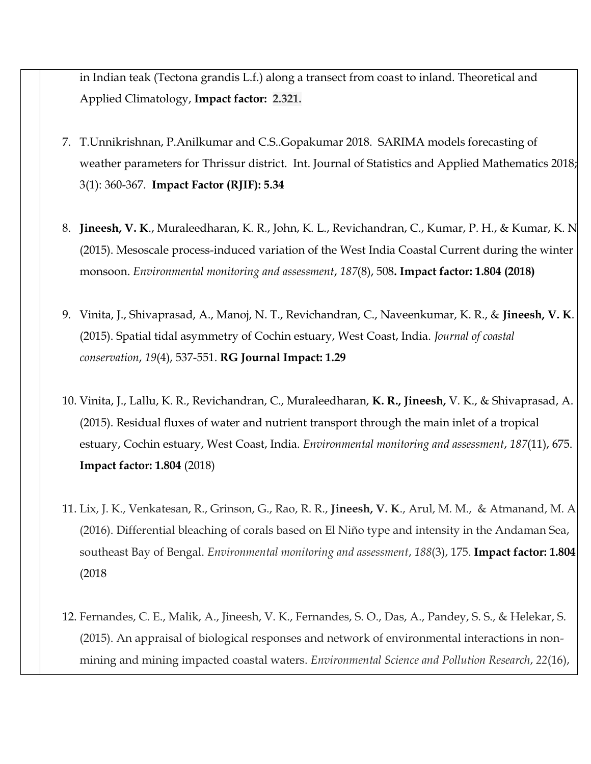in Indian teak (Tectona grandis L.f.) along a transect from coast to inland. Theoretical and Applied Climatology, **Impact factor: 2.321.**

7. T.Unnikrishnan, P.Anilkumar and C.S..Gopakumar 2018. SARIMA models forecasting of weather parameters for Thrissur district. Int. Journal of Statistics and Applied Mathematics 2018; 3(1): 360-367. **Impact Factor (RJIF): 5.34**

8. **Jineesh, V. K**., Muraleedharan, K. R., John, K. L., Revichandran, C., Kumar, P. H., & Kumar, K. N (2015). Mesoscale process-induced variation of the West India Coastal Current during the winter monsoon. *Environmental monitoring and assessment*, *187*(8), 508**. Impact factor: 1.804 (2018)**

9. Vinita, J., Shivaprasad, A., Manoj, N. T., Revichandran, C., Naveenkumar, K. R., & **Jineesh, V. K**. (2015). Spatial tidal asymmetry of Cochin estuary, West Coast, India. *Journal of coastal conservation*, *19*(4), 537-551. **RG Journal Impact: 1.29**

10. Vinita, J., Lallu, K. R., Revichandran, C., Muraleedharan, **K. R., Jineesh,** V. K., & Shivaprasad, A. (2015). Residual fluxes of water and nutrient transport through the main inlet of a tropical estuary, Cochin estuary, West Coast, India. *Environmental monitoring and assessment*, *187*(11), 675. **Impact factor: 1.804** (2018)

11. Lix, J. K., Venkatesan, R., Grinson, G., Rao, R. R., **Jineesh, V. K**., Arul, M. M., & Atmanand, M. A (2016). Differential bleaching of corals based on El Niño type and intensity in the Andaman Sea, southeast Bay of Bengal. *Environmental monitoring and assessment*, *188*(3), 175. **Impact factor: 1.804** (2018

12. Fernandes, C. E., Malik, A., Jineesh, V. K., Fernandes, S. O., Das, A., Pandey, S. S., & Helekar, S. (2015). An appraisal of biological responses and network of environmental interactions in non-mining and mining impacted coastal waters. *Environmental Science and Pollution Research*, *22*(16),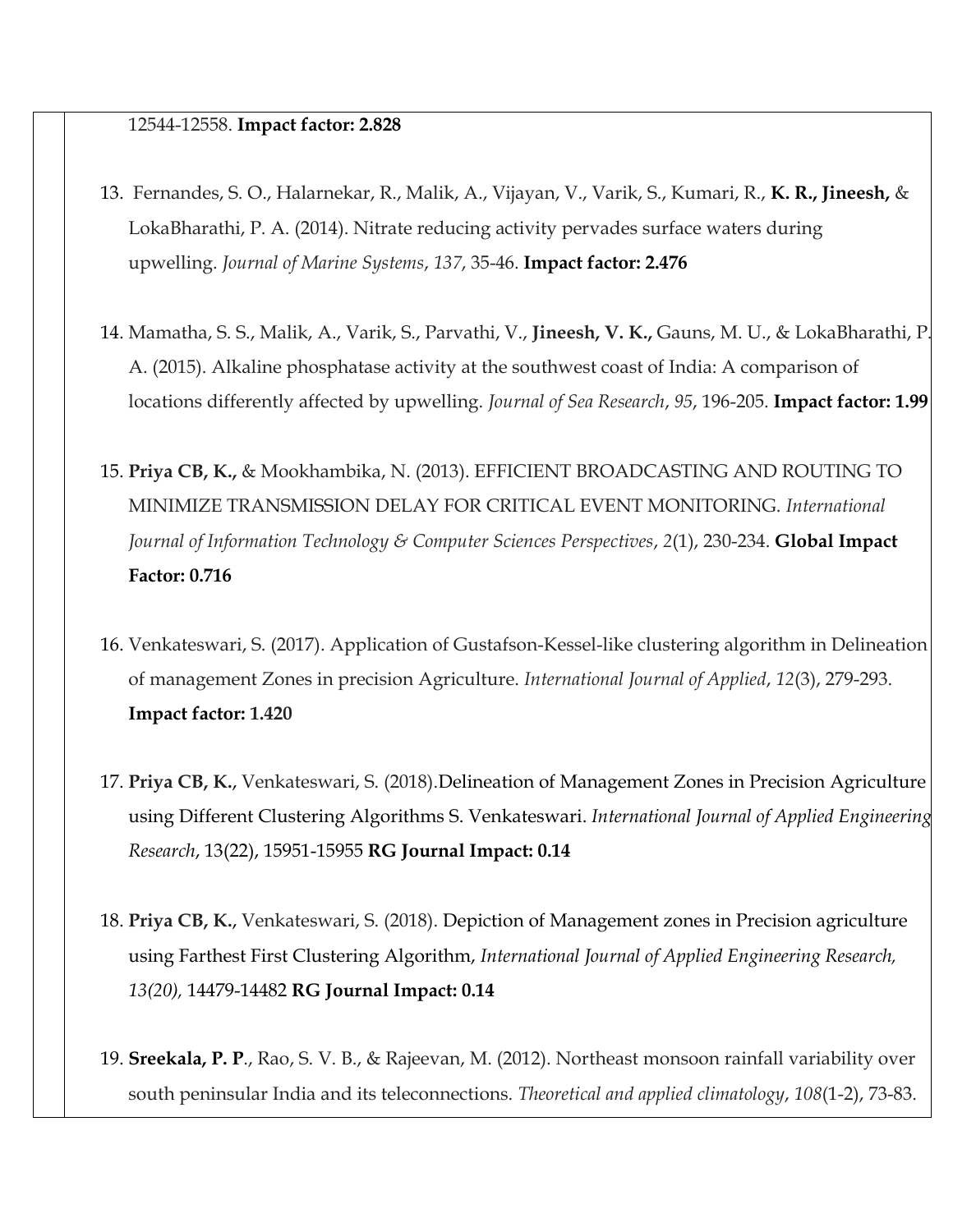12544-12558. **Impact factor: 2.828**

13. Fernandes, S. O., Halarnekar, R., Malik, A., Vijayan, V., Varik, S., Kumari, R., **K. R., Jineesh,** & LokaBharathi, P. A. (2014). Nitrate reducing activity pervades surface waters during upwelling. *Journal of Marine Systems*, *137*, 35-46. **Impact factor: 2.476**

14. Mamatha, S. S., Malik, A., Varik, S., Parvathi, V., **Jineesh, V. K.,** Gauns, M. U., & LokaBharathi, P. A. (2015). Alkaline phosphatase activity at the southwest coast of India: A comparison of locations differently affected by upwelling. *Journal of Sea Research*, *95*, 196-205. **Impact factor: 1.99**

15. **Priya CB, K.,** & Mookhambika, N. (2013). EFFICIENT BROADCASTING AND ROUTING TO MINIMIZE TRANSMISSION DELAY FOR CRITICAL EVENT MONITORING. *International Journal of Information Technology & Computer Sciences Perspectives*, *2*(1), 230-234. **Global Impact Factor: 0.716**

16. Venkateswari, S. (2017). Application of Gustafson-Kessel-like clustering algorithm in Delineation of management Zones in precision Agriculture. *International Journal of Applied*, *12*(3), 279-293. **Impact factor: 1.420**

17. **Priya CB, K.**, Venkateswari, S. (2018).Delineation of Management Zones in Precision Agriculture using Different Clustering Algorithms S. Venkateswari. *International Journal of Applied Engineering Research*, 13(22), 15951-15955 **RG Journal Impact: 0.14**

18. **Priya CB, K.**, Venkateswari, S. (2018). Depiction of Management zones in Precision agriculture using Farthest First Clustering Algorithm, *International Journal of Applied Engineering Research, 13(20),* 14479-14482 **RG Journal Impact: 0.14**

19. **Sreekala, P. P**., Rao, S. V. B., & Rajeevan, M. (2012). Northeast monsoon rainfall variability over south peninsular India and its teleconnections. *Theoretical and applied climatology*, *108*(1-2), 73-83.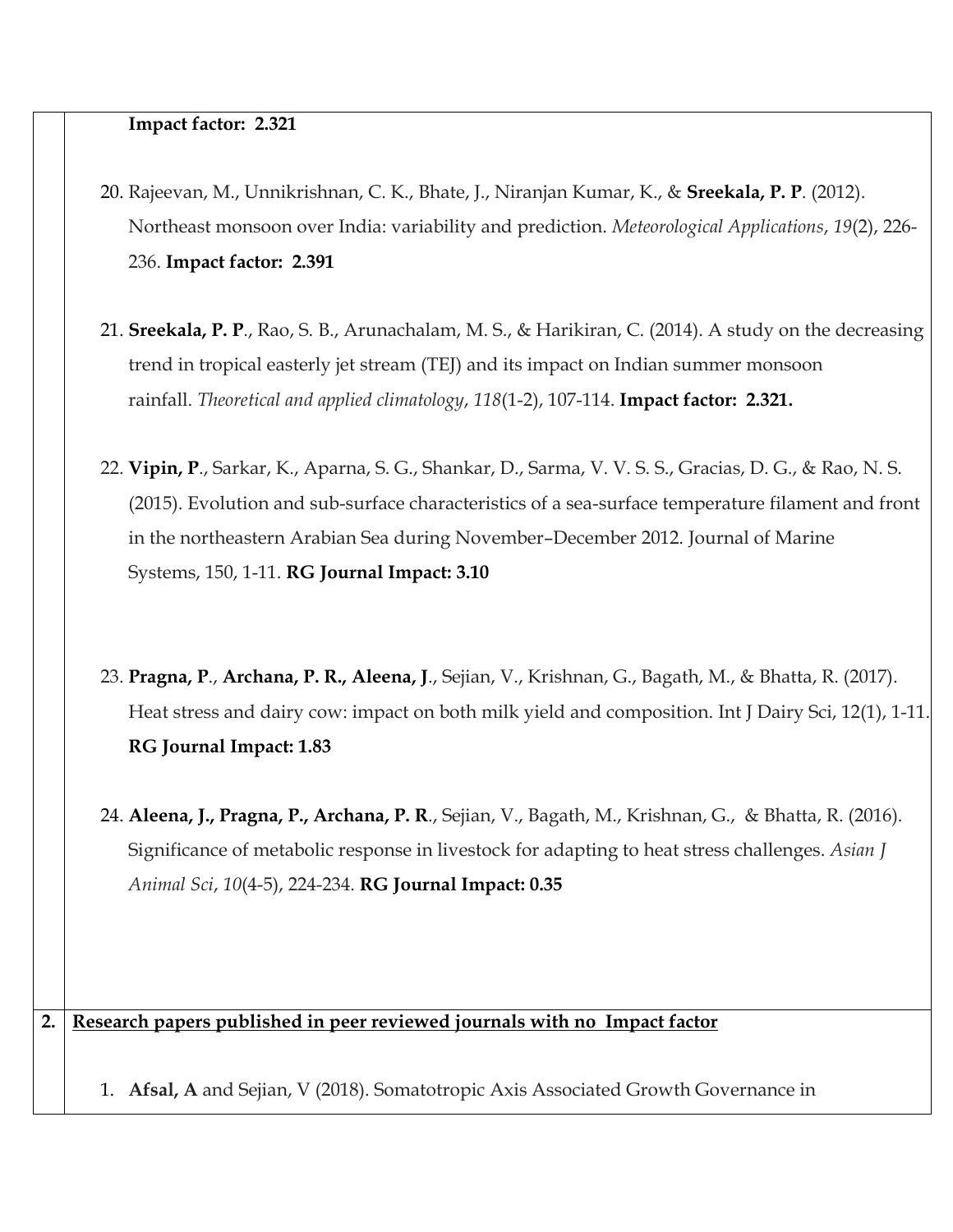**Impact factor: 2.321**

20. Rajeevan, M., Unnikrishnan, C. K., Bhate, J., Niranjan Kumar, K., & **Sreekala, P. P**. (2012). Northeast monsoon over India: variability and prediction. *Meteorological Applications*, *19*(2), 226-236. **Impact factor: 2.391**

21. **Sreekala, P. P**., Rao, S. B., Arunachalam, M. S., & Harikiran, C. (2014). A study on the decreasing trend in tropical easterly jet stream (TEJ) and its impact on Indian summer monsoon rainfall. *Theoretical and applied climatology*, *118*(1-2), 107-114. **Impact factor: 2.321.**

22. **Vipin, P**., Sarkar, K., Aparna, S. G., Shankar, D., Sarma, V. V. S. S., Gracias, D. G., & Rao, N. S. (2015). Evolution and sub-surface characteristics of a sea-surface temperature filament and front in the northeastern Arabian Sea during November–December 2012. Journal of Marine Systems, 150, 1-11. **RG Journal Impact: 3.10**

23. **Pragna, P**., **Archana, P. R., Aleena, J**., Sejian, V., Krishnan, G., Bagath, M., & Bhatta, R. (2017). Heat stress and dairy cow: impact on both milk yield and composition. Int J Dairy Sci, 12(1), 1-11. **RG Journal Impact: 1.83**

24. **Aleena, J., Pragna, P., Archana, P. R**., Sejian, V., Bagath, M., Krishnan, G., & Bhatta, R. (2016). Significance of metabolic response in livestock for adapting to heat stress challenges. *Asian J Animal Sci*, *10*(4-5), 224-234. **RG Journal Impact: 0.35**

## 2. Research papers published in peer reviewed journals with no Impact factor

1. **Afsal, A** and Sejian, V (2018). Somatotropic Axis Associated Growth Governance in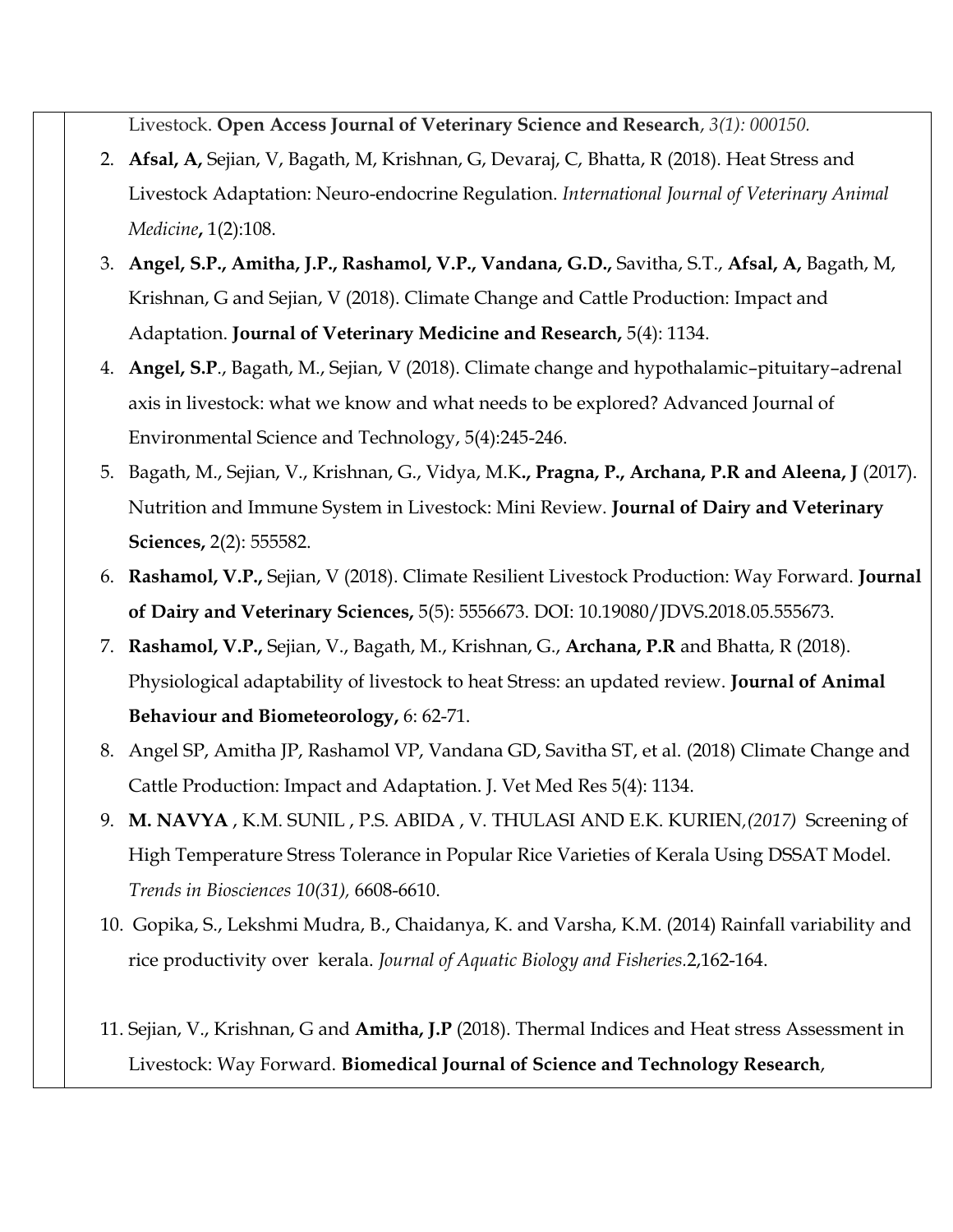Livestock. **Open Access Journal of Veterinary Science and Research**, *3(1): 000150.*

2. **Afsal, A,** Sejian, V, Bagath, M, Krishnan, G, Devaraj, C, Bhatta, R (2018). Heat Stress and Livestock Adaptation: Neuro-endocrine Regulation. *International Journal of Veterinary Animal Medicine***,** 1(2):108.
3. **Angel, S.P., Amitha, J.P., Rashamol, V.P., Vandana, G.D.,** Savitha, S.T., **Afsal, A,** Bagath, M, Krishnan, G and Sejian, V (2018). Climate Change and Cattle Production: Impact and Adaptation. **Journal of Veterinary Medicine and Research,** 5(4): 1134.
4. **Angel, S.P**., Bagath, M., Sejian, V (2018). Climate change and hypothalamic–pituitary–adrenal axis in livestock: what we know and what needs to be explored? Advanced Journal of Environmental Science and Technology, 5(4):245-246.
5. Bagath, M., Sejian, V., Krishnan, G., Vidya, M.K**., Pragna, P., Archana, P.R and Aleena, J** (2017). Nutrition and Immune System in Livestock: Mini Review. **Journal of Dairy and Veterinary Sciences,** 2(2): 555582.
6. **Rashamol, V.P.,** Sejian, V (2018). Climate Resilient Livestock Production: Way Forward. **Journal of Dairy and Veterinary Sciences,** 5(5): 5556673. DOI: 10.19080/JDVS.2018.05.555673.
7. **Rashamol, V.P.,** Sejian, V., Bagath, M., Krishnan, G., **Archana, P.R** and Bhatta, R (2018). Physiological adaptability of livestock to heat Stress: an updated review. **Journal of Animal Behaviour and Biometeorology,** 6: 62-71.
8. Angel SP, Amitha JP, Rashamol VP, Vandana GD, Savitha ST, et al. (2018) Climate Change and Cattle Production: Impact and Adaptation. J. Vet Med Res 5(4): 1134.
9. **M. NAVYA** , K.M. SUNIL , P.S. ABIDA , V. THULASI AND E.K. KURIEN,*(2017)* Screening of High Temperature Stress Tolerance in Popular Rice Varieties of Kerala Using DSSAT Model. *Trends in Biosciences 10(31),* 6608-6610.
10. Gopika, S., Lekshmi Mudra, B., Chaidanya, K. and Varsha, K.M. (2014) Rainfall variability and rice productivity over kerala. *Journal of Aquatic Biology and Fisheries.*2,162-164.
11. Sejian, V., Krishnan, G and **Amitha, J.P** (2018). Thermal Indices and Heat stress Assessment in Livestock: Way Forward. **Biomedical Journal of Science and Technology Research**,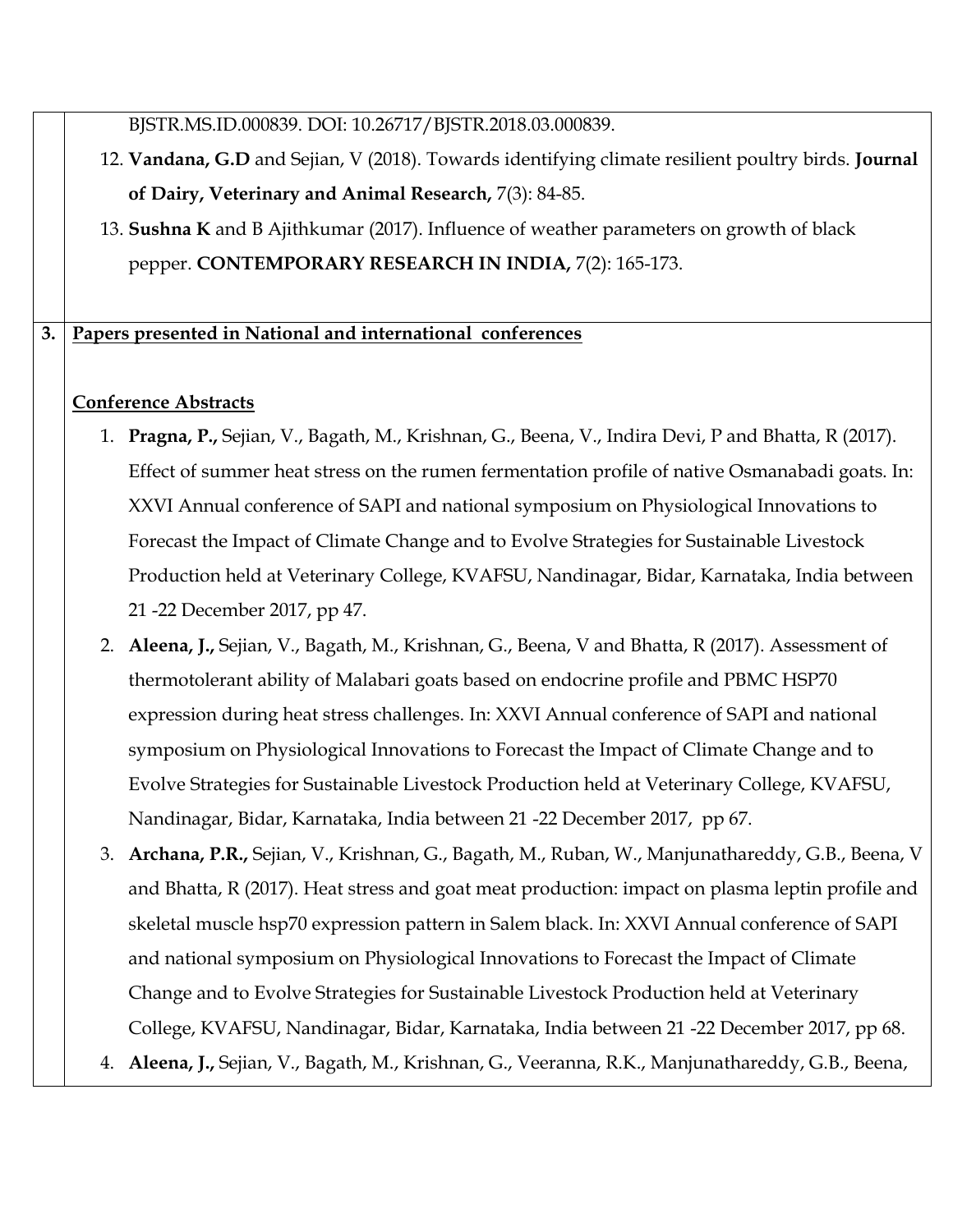BJSTR.MS.ID.000839. DOI: 10.26717/BJSTR.2018.03.000839.

12. **Vandana, G.D** and Sejian, V (2018). Towards identifying climate resilient poultry birds. **Journal of Dairy, Veterinary and Animal Research,** 7(3): 84-85.
13. **Sushna K** and B Ajithkumar (2017). Influence of weather parameters on growth of black pepper. **CONTEMPORARY RESEARCH IN INDIA,** 7(2): 165-173.

**3. Papers presented in National and international conferences**

**Conference Abstracts**

1. **Pragna, P.,** Sejian, V., Bagath, M., Krishnan, G., Beena, V., Indira Devi, P and Bhatta, R (2017). Effect of summer heat stress on the rumen fermentation profile of native Osmanabadi goats. In: XXVI Annual conference of SAPI and national symposium on Physiological Innovations to Forecast the Impact of Climate Change and to Evolve Strategies for Sustainable Livestock Production held at Veterinary College, KVAFSU, Nandinagar, Bidar, Karnataka, India between 21 -22 December 2017, pp 47.
2. **Aleena, J.,** Sejian, V., Bagath, M., Krishnan, G., Beena, V and Bhatta, R (2017). Assessment of thermotolerant ability of Malabari goats based on endocrine profile and PBMC HSP70 expression during heat stress challenges. In: XXVI Annual conference of SAPI and national symposium on Physiological Innovations to Forecast the Impact of Climate Change and to Evolve Strategies for Sustainable Livestock Production held at Veterinary College, KVAFSU, Nandinagar, Bidar, Karnataka, India between 21 -22 December 2017, pp 67.
3. **Archana, P.R.,** Sejian, V., Krishnan, G., Bagath, M., Ruban, W., Manjunathareddy, G.B., Beena, V and Bhatta, R (2017). Heat stress and goat meat production: impact on plasma leptin profile and skeletal muscle hsp70 expression pattern in Salem black. In: XXVI Annual conference of SAPI and national symposium on Physiological Innovations to Forecast the Impact of Climate Change and to Evolve Strategies for Sustainable Livestock Production held at Veterinary College, KVAFSU, Nandinagar, Bidar, Karnataka, India between 21 -22 December 2017, pp 68.
4. **Aleena, J.,** Sejian, V., Bagath, M., Krishnan, G., Veeranna, R.K., Manjunathareddy, G.B., Beena,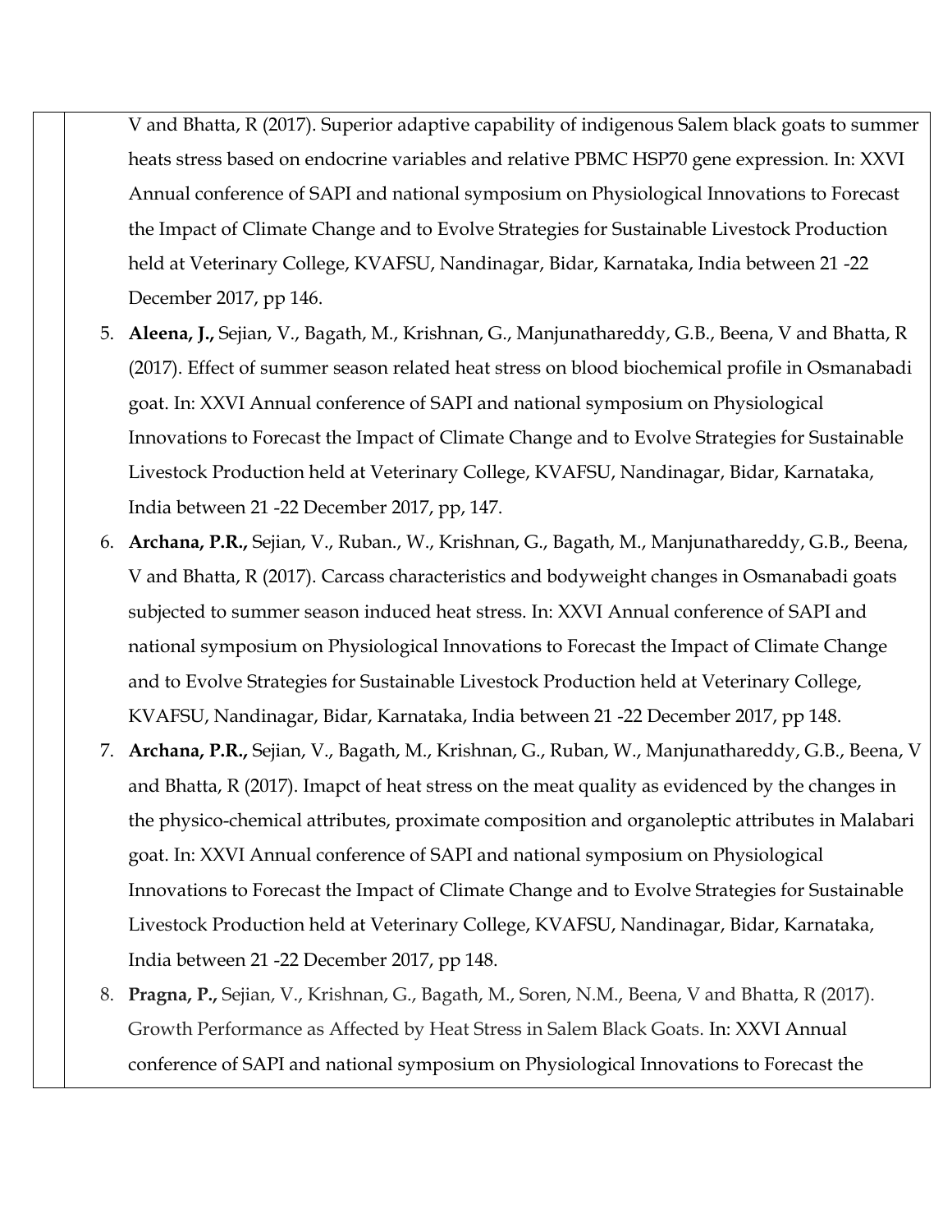V and Bhatta, R (2017). Superior adaptive capability of indigenous Salem black goats to summer heats stress based on endocrine variables and relative PBMC HSP70 gene expression. In: XXVI Annual conference of SAPI and national symposium on Physiological Innovations to Forecast the Impact of Climate Change and to Evolve Strategies for Sustainable Livestock Production held at Veterinary College, KVAFSU, Nandinagar, Bidar, Karnataka, India between 21 -22 December 2017, pp 146.

5. **Aleena, J.,** Sejian, V., Bagath, M., Krishnan, G., Manjunathareddy, G.B., Beena, V and Bhatta, R (2017). Effect of summer season related heat stress on blood biochemical profile in Osmanabadi goat. In: XXVI Annual conference of SAPI and national symposium on Physiological Innovations to Forecast the Impact of Climate Change and to Evolve Strategies for Sustainable Livestock Production held at Veterinary College, KVAFSU, Nandinagar, Bidar, Karnataka, India between 21 -22 December 2017, pp, 147.
6. **Archana, P.R.,** Sejian, V., Ruban., W., Krishnan, G., Bagath, M., Manjunathareddy, G.B., Beena, V and Bhatta, R (2017). Carcass characteristics and bodyweight changes in Osmanabadi goats subjected to summer season induced heat stress. In: XXVI Annual conference of SAPI and national symposium on Physiological Innovations to Forecast the Impact of Climate Change and to Evolve Strategies for Sustainable Livestock Production held at Veterinary College, KVAFSU, Nandinagar, Bidar, Karnataka, India between 21 -22 December 2017, pp 148.
7. **Archana, P.R.,** Sejian, V., Bagath, M., Krishnan, G., Ruban, W., Manjunathareddy, G.B., Beena, V and Bhatta, R (2017). Imapct of heat stress on the meat quality as evidenced by the changes in the physico-chemical attributes, proximate composition and organoleptic attributes in Malabari goat. In: XXVI Annual conference of SAPI and national symposium on Physiological Innovations to Forecast the Impact of Climate Change and to Evolve Strategies for Sustainable Livestock Production held at Veterinary College, KVAFSU, Nandinagar, Bidar, Karnataka, India between 21 -22 December 2017, pp 148.
8. **Pragna, P.,** Sejian, V., Krishnan, G., Bagath, M., Soren, N.M., Beena, V and Bhatta, R (2017). Growth Performance as Affected by Heat Stress in Salem Black Goats. In: XXVI Annual conference of SAPI and national symposium on Physiological Innovations to Forecast the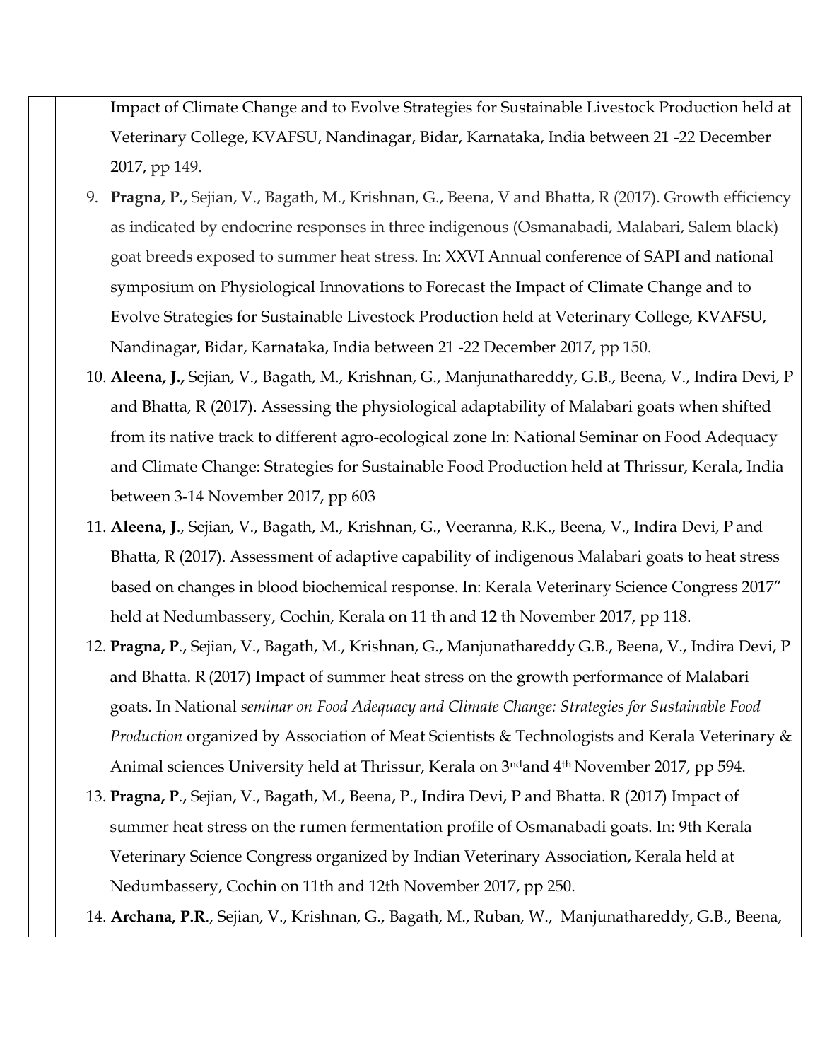Impact of Climate Change and to Evolve Strategies for Sustainable Livestock Production held at Veterinary College, KVAFSU, Nandinagar, Bidar, Karnataka, India between 21 -22 December 2017, pp 149.

9. **Pragna, P.,** Sejian, V., Bagath, M., Krishnan, G., Beena, V and Bhatta, R (2017). Growth efficiency as indicated by endocrine responses in three indigenous (Osmanabadi, Malabari, Salem black) goat breeds exposed to summer heat stress. In: XXVI Annual conference of SAPI and national symposium on Physiological Innovations to Forecast the Impact of Climate Change and to Evolve Strategies for Sustainable Livestock Production held at Veterinary College, KVAFSU, Nandinagar, Bidar, Karnataka, India between 21 -22 December 2017, pp 150.
10. **Aleena, J.,** Sejian, V., Bagath, M., Krishnan, G., Manjunathareddy, G.B., Beena, V., Indira Devi, P and Bhatta, R (2017). Assessing the physiological adaptability of Malabari goats when shifted from its native track to different agro-ecological zone In: National Seminar on Food Adequacy and Climate Change: Strategies for Sustainable Food Production held at Thrissur, Kerala, India between 3-14 November 2017, pp 603
11. **Aleena, J**., Sejian, V., Bagath, M., Krishnan, G., Veeranna, R.K., Beena, V., Indira Devi, P and Bhatta, R (2017). Assessment of adaptive capability of indigenous Malabari goats to heat stress based on changes in blood biochemical response. In: Kerala Veterinary Science Congress 2017" held at Nedumbassery, Cochin, Kerala on 11 th and 12 th November 2017, pp 118.
12. **Pragna, P**., Sejian, V., Bagath, M., Krishnan, G., Manjunathareddy G.B., Beena, V., Indira Devi, P and Bhatta. R (2017) Impact of summer heat stress on the growth performance of Malabari goats. In National *seminar on Food Adequacy and Climate Change: Strategies for Sustainable Food Production* organized by Association of Meat Scientists & Technologists and Kerala Veterinary & Animal sciences University held at Thrissur, Kerala on 3rd and 4th November 2017, pp 594.
13. **Pragna, P**., Sejian, V., Bagath, M., Beena, P., Indira Devi, P and Bhatta. R (2017) Impact of summer heat stress on the rumen fermentation profile of Osmanabadi goats. In: 9th Kerala Veterinary Science Congress organized by Indian Veterinary Association, Kerala held at Nedumbassery, Cochin on 11th and 12th November 2017, pp 250.
14. **Archana, P.R**., Sejian, V., Krishnan, G., Bagath, M., Ruban, W., Manjunathareddy, G.B., Beena,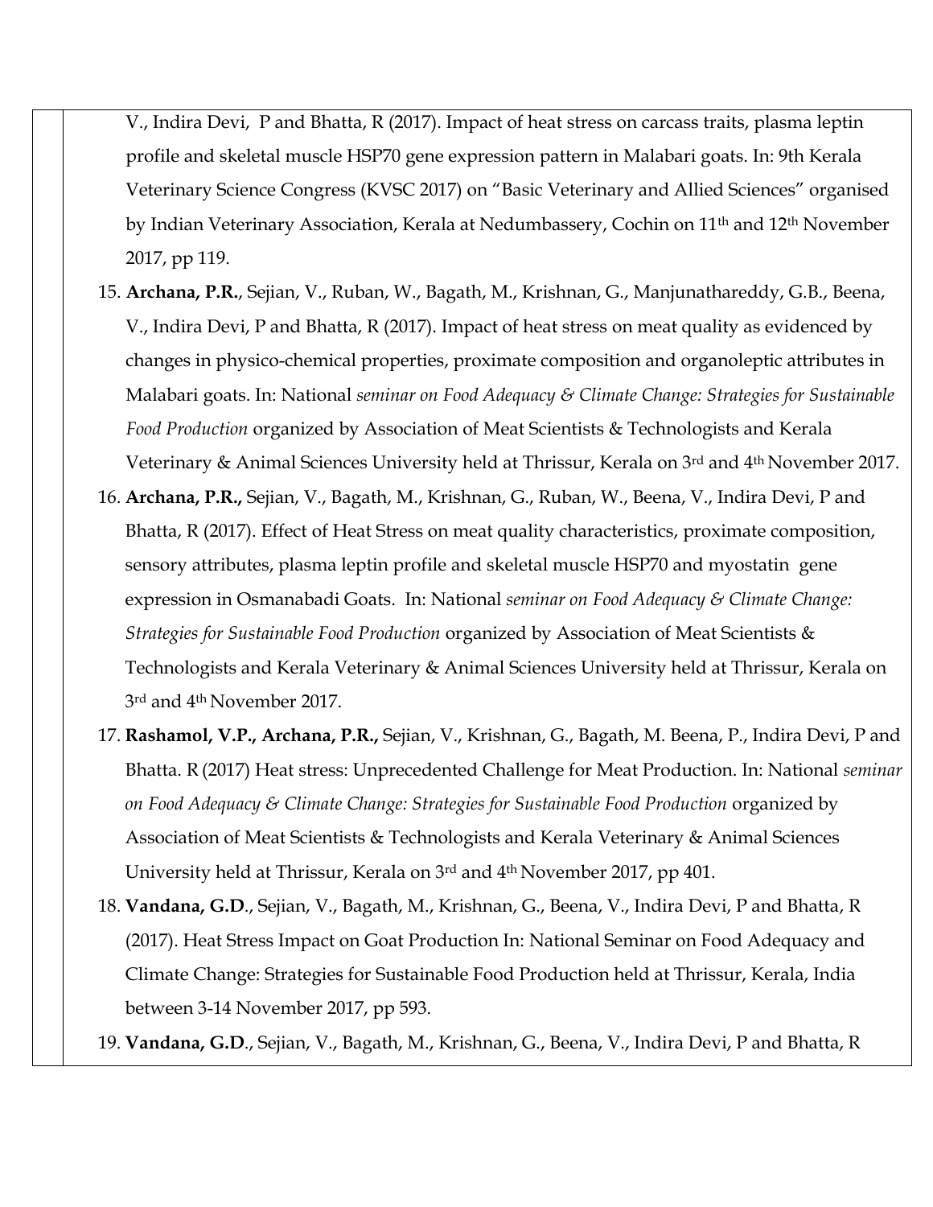V., Indira Devi, P and Bhatta, R (2017). Impact of heat stress on carcass traits, plasma leptin profile and skeletal muscle HSP70 gene expression pattern in Malabari goats. In: 9th Kerala Veterinary Science Congress (KVSC 2017) on "Basic Veterinary and Allied Sciences" organised by Indian Veterinary Association, Kerala at Nedumbassery, Cochin on 11th and 12th November 2017, pp 119.

15. **Archana, P.R.**, Sejian, V., Ruban, W., Bagath, M., Krishnan, G., Manjunathareddy, G.B., Beena, V., Indira Devi, P and Bhatta, R (2017). Impact of heat stress on meat quality as evidenced by changes in physico-chemical properties, proximate composition and organoleptic attributes in Malabari goats. In: National *seminar on Food Adequacy & Climate Change: Strategies for Sustainable Food Production* organized by Association of Meat Scientists & Technologists and Kerala Veterinary & Animal Sciences University held at Thrissur, Kerala on 3rd and 4th November 2017.
16. **Archana, P.R.,** Sejian, V., Bagath, M., Krishnan, G., Ruban, W., Beena, V., Indira Devi, P and Bhatta, R (2017). Effect of Heat Stress on meat quality characteristics, proximate composition, sensory attributes, plasma leptin profile and skeletal muscle HSP70 and myostatin gene expression in Osmanabadi Goats. In: National *seminar on Food Adequacy & Climate Change: Strategies for Sustainable Food Production* organized by Association of Meat Scientists & Technologists and Kerala Veterinary & Animal Sciences University held at Thrissur, Kerala on 3rd and 4th November 2017.
17. **Rashamol, V.P., Archana, P.R.,** Sejian, V., Krishnan, G., Bagath, M. Beena, P., Indira Devi, P and Bhatta. R (2017) Heat stress: Unprecedented Challenge for Meat Production. In: National *seminar on Food Adequacy & Climate Change: Strategies for Sustainable Food Production* organized by Association of Meat Scientists & Technologists and Kerala Veterinary & Animal Sciences University held at Thrissur, Kerala on 3rd and 4th November 2017, pp 401.
18. **Vandana, G.D**., Sejian, V., Bagath, M., Krishnan, G., Beena, V., Indira Devi, P and Bhatta, R (2017). Heat Stress Impact on Goat Production In: National Seminar on Food Adequacy and Climate Change: Strategies for Sustainable Food Production held at Thrissur, Kerala, India between 3-14 November 2017, pp 593.
19. **Vandana, G.D**., Sejian, V., Bagath, M., Krishnan, G., Beena, V., Indira Devi, P and Bhatta, R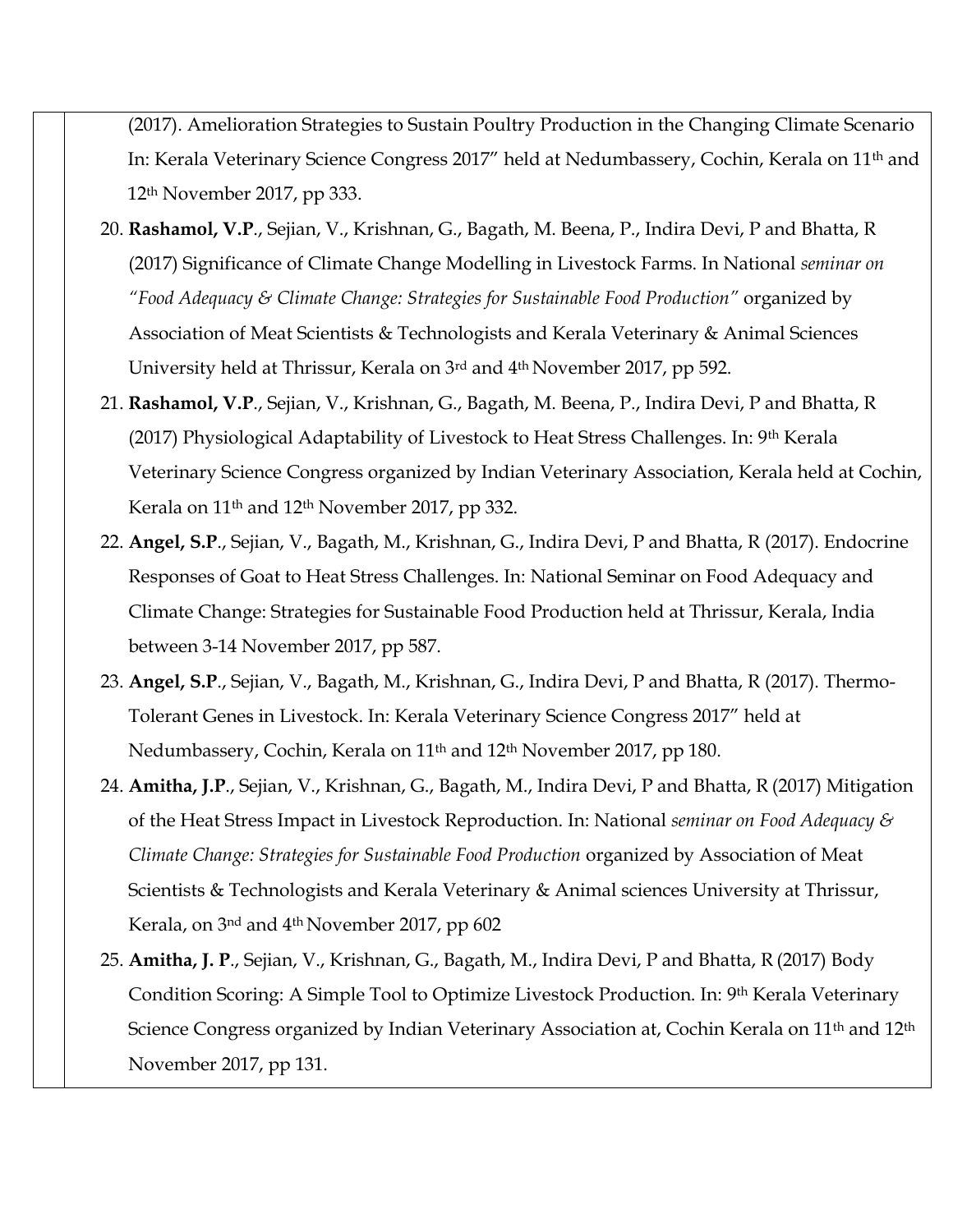(2017). Amelioration Strategies to Sustain Poultry Production in the Changing Climate Scenario In: Kerala Veterinary Science Congress 2017" held at Nedumbassery, Cochin, Kerala on 11th and 12th November 2017, pp 333.

20. **Rashamol, V.P**., Sejian, V., Krishnan, G., Bagath, M. Beena, P., Indira Devi, P and Bhatta, R (2017) Significance of Climate Change Modelling in Livestock Farms. In National *seminar on "Food Adequacy & Climate Change: Strategies for Sustainable Food Production"* organized by Association of Meat Scientists & Technologists and Kerala Veterinary & Animal Sciences University held at Thrissur, Kerala on 3rd and 4th November 2017, pp 592.
21. **Rashamol, V.P**., Sejian, V., Krishnan, G., Bagath, M. Beena, P., Indira Devi, P and Bhatta, R (2017) Physiological Adaptability of Livestock to Heat Stress Challenges. In: 9th Kerala Veterinary Science Congress organized by Indian Veterinary Association, Kerala held at Cochin, Kerala on 11th and 12th November 2017, pp 332.
22. **Angel, S.P**., Sejian, V., Bagath, M., Krishnan, G., Indira Devi, P and Bhatta, R (2017). Endocrine Responses of Goat to Heat Stress Challenges. In: National Seminar on Food Adequacy and Climate Change: Strategies for Sustainable Food Production held at Thrissur, Kerala, India between 3-14 November 2017, pp 587.
23. **Angel, S.P**., Sejian, V., Bagath, M., Krishnan, G., Indira Devi, P and Bhatta, R (2017). Thermo-Tolerant Genes in Livestock. In: Kerala Veterinary Science Congress 2017" held at Nedumbassery, Cochin, Kerala on 11th and 12th November 2017, pp 180.
24. **Amitha, J.P**., Sejian, V., Krishnan, G., Bagath, M., Indira Devi, P and Bhatta, R (2017) Mitigation of the Heat Stress Impact in Livestock Reproduction. In: National *seminar on Food Adequacy & Climate Change: Strategies for Sustainable Food Production* organized by Association of Meat Scientists & Technologists and Kerala Veterinary & Animal sciences University at Thrissur, Kerala, on 3nd and 4th November 2017, pp 602
25. **Amitha, J. P**., Sejian, V., Krishnan, G., Bagath, M., Indira Devi, P and Bhatta, R (2017) Body Condition Scoring: A Simple Tool to Optimize Livestock Production. In: 9th Kerala Veterinary Science Congress organized by Indian Veterinary Association at, Cochin Kerala on 11th and 12th November 2017, pp 131.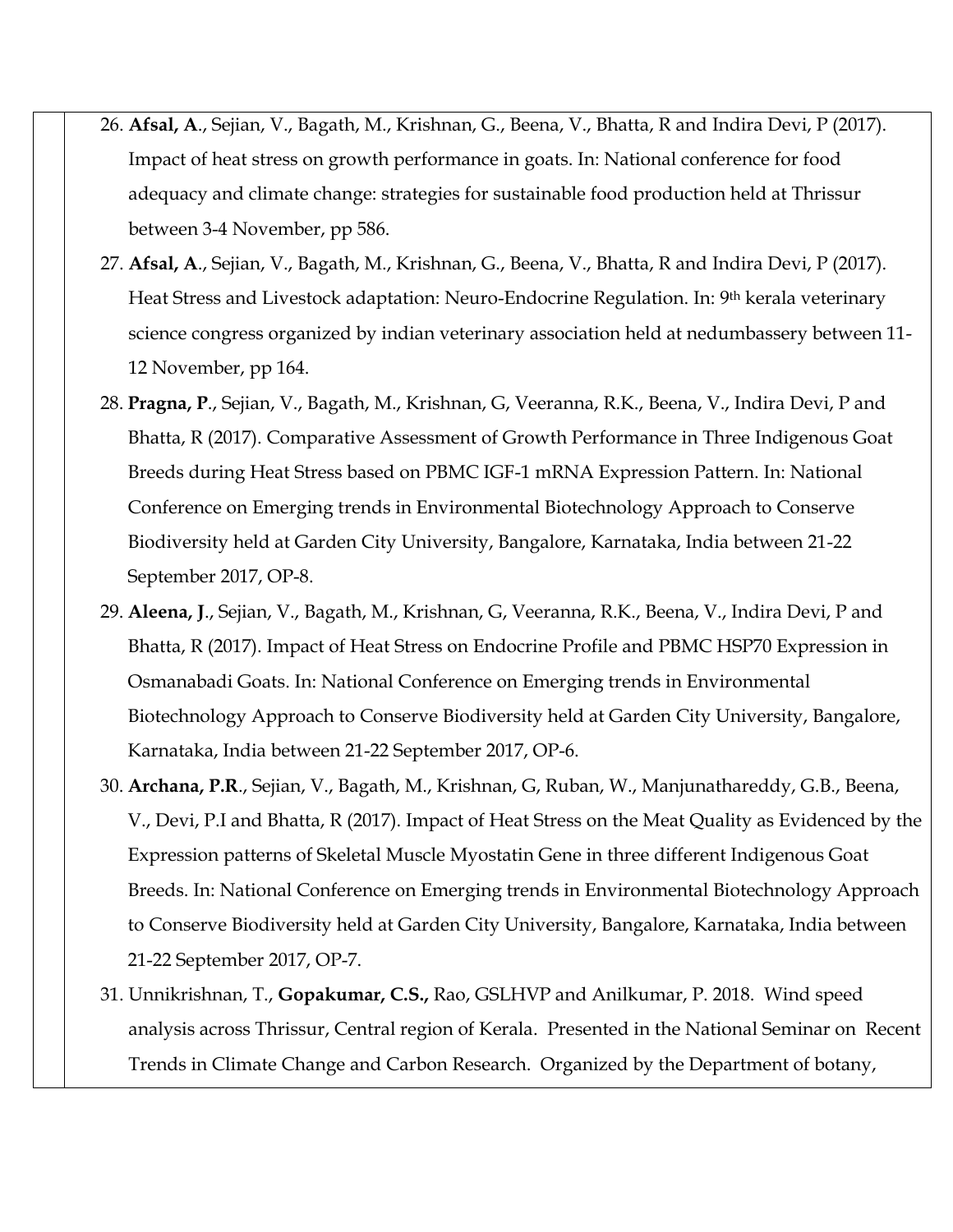26. **Afsal, A**., Sejian, V., Bagath, M., Krishnan, G., Beena, V., Bhatta, R and Indira Devi, P (2017). Impact of heat stress on growth performance in goats. In: National conference for food adequacy and climate change: strategies for sustainable food production held at Thrissur between 3-4 November, pp 586.
27. **Afsal, A**., Sejian, V., Bagath, M., Krishnan, G., Beena, V., Bhatta, R and Indira Devi, P (2017). Heat Stress and Livestock adaptation: Neuro-Endocrine Regulation. In: 9th kerala veterinary science congress organized by indian veterinary association held at nedumbassery between 11-12 November, pp 164.
28. **Pragna, P**., Sejian, V., Bagath, M., Krishnan, G, Veeranna, R.K., Beena, V., Indira Devi, P and Bhatta, R (2017). Comparative Assessment of Growth Performance in Three Indigenous Goat Breeds during Heat Stress based on PBMC IGF-1 mRNA Expression Pattern. In: National Conference on Emerging trends in Environmental Biotechnology Approach to Conserve Biodiversity held at Garden City University, Bangalore, Karnataka, India between 21-22 September 2017, OP-8.
29. **Aleena, J**., Sejian, V., Bagath, M., Krishnan, G, Veeranna, R.K., Beena, V., Indira Devi, P and Bhatta, R (2017). Impact of Heat Stress on Endocrine Profile and PBMC HSP70 Expression in Osmanabadi Goats. In: National Conference on Emerging trends in Environmental Biotechnology Approach to Conserve Biodiversity held at Garden City University, Bangalore, Karnataka, India between 21-22 September 2017, OP-6.
30. **Archana, P.R**., Sejian, V., Bagath, M., Krishnan, G, Ruban, W., Manjunathareddy, G.B., Beena, V., Devi, P.I and Bhatta, R (2017). Impact of Heat Stress on the Meat Quality as Evidenced by the Expression patterns of Skeletal Muscle Myostatin Gene in three different Indigenous Goat Breeds. In: National Conference on Emerging trends in Environmental Biotechnology Approach to Conserve Biodiversity held at Garden City University, Bangalore, Karnataka, India between 21-22 September 2017, OP-7.
31. Unnikrishnan, T., **Gopakumar, C.S.,** Rao, GSLHVP and Anilkumar, P. 2018. Wind speed analysis across Thrissur, Central region of Kerala. Presented in the National Seminar on Recent Trends in Climate Change and Carbon Research. Organized by the Department of botany,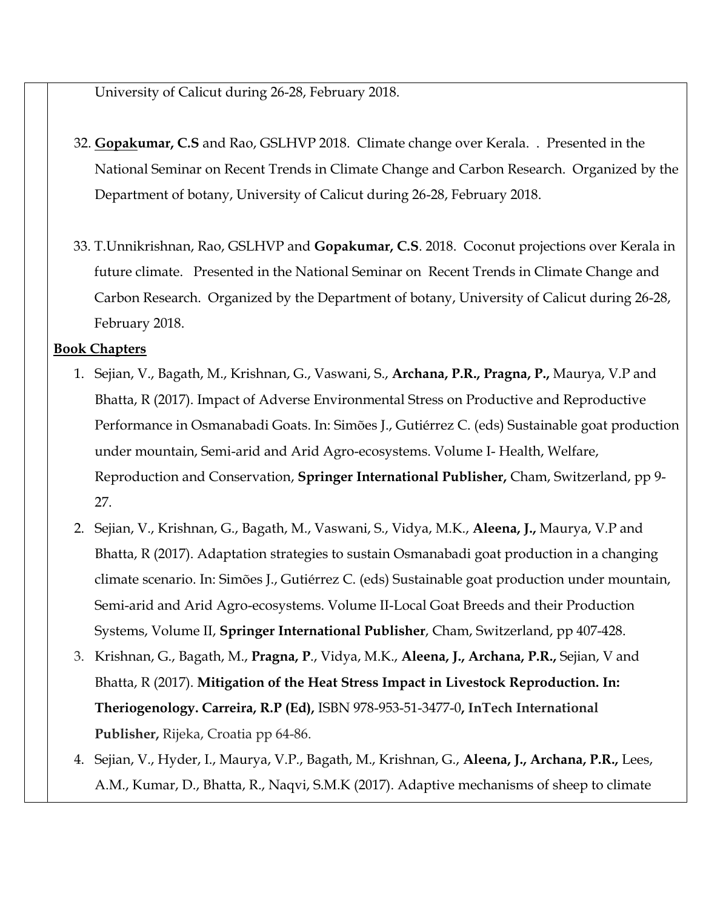University of Calicut during 26-28, February 2018.

32. **<u>Gopak</u>umar, C.S** and Rao, GSLHVP 2018. Climate change over Kerala. . Presented in the National Seminar on Recent Trends in Climate Change and Carbon Research. Organized by the Department of botany, University of Calicut during 26-28, February 2018.

33. T.Unnikrishnan, Rao, GSLHVP and **Gopakumar, C.S**. 2018. Coconut projections over Kerala in future climate. Presented in the National Seminar on Recent Trends in Climate Change and Carbon Research. Organized by the Department of botany, University of Calicut during 26-28, February 2018.

**<u>Book Chapters</u>**

1. Sejian, V., Bagath, M., Krishnan, G., Vaswani, S., **Archana, P.R., Pragna, P.,** Maurya, V.P and Bhatta, R (2017). Impact of Adverse Environmental Stress on Productive and Reproductive Performance in Osmanabadi Goats. In: Simões J., Gutiérrez C. (eds) Sustainable goat production under mountain, Semi-arid and Arid Agro-ecosystems. Volume I- Health, Welfare, Reproduction and Conservation, **Springer International Publisher,** Cham, Switzerland, pp 9-27.
2. Sejian, V., Krishnan, G., Bagath, M., Vaswani, S., Vidya, M.K., **Aleena, J.,** Maurya, V.P and Bhatta, R (2017). Adaptation strategies to sustain Osmanabadi goat production in a changing climate scenario. In: Simões J., Gutiérrez C. (eds) Sustainable goat production under mountain, Semi-arid and Arid Agro-ecosystems. Volume II-Local Goat Breeds and their Production Systems, Volume II, **Springer International Publisher**, Cham, Switzerland, pp 407-428.
3. Krishnan, G., Bagath, M., **Pragna, P**., Vidya, M.K., **Aleena, J., Archana, P.R.,** Sejian, V and Bhatta, R (2017). **Mitigation of the Heat Stress Impact in Livestock Reproduction. In: Theriogenology. Carreira, R.P (Ed),** ISBN 978-953-51-3477-0**, InTech International Publisher,** Rijeka, Croatia pp 64-86.
4. Sejian, V., Hyder, I., Maurya, V.P., Bagath, M., Krishnan, G., **Aleena, J., Archana, P.R.,** Lees, A.M., Kumar, D., Bhatta, R., Naqvi, S.M.K (2017). Adaptive mechanisms of sheep to climate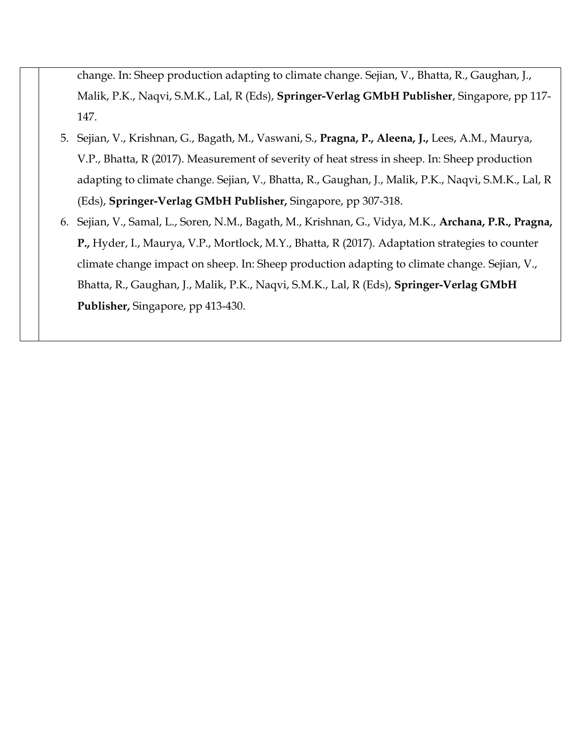change. In: Sheep production adapting to climate change. Sejian, V., Bhatta, R., Gaughan, J., Malik, P.K., Naqvi, S.M.K., Lal, R (Eds), **Springer-Verlag GMbH Publisher**, Singapore, pp 117-147.

5. Sejian, V., Krishnan, G., Bagath, M., Vaswani, S., **Pragna, P., Aleena, J.,** Lees, A.M., Maurya, V.P., Bhatta, R (2017). Measurement of severity of heat stress in sheep. In: Sheep production adapting to climate change. Sejian, V., Bhatta, R., Gaughan, J., Malik, P.K., Naqvi, S.M.K., Lal, R (Eds), **Springer-Verlag GMbH Publisher,** Singapore, pp 307-318.
6. Sejian, V., Samal, L., Soren, N.M., Bagath, M., Krishnan, G., Vidya, M.K., **Archana, P.R., Pragna, P.,** Hyder, I., Maurya, V.P., Mortlock, M.Y., Bhatta, R (2017). Adaptation strategies to counter climate change impact on sheep. In: Sheep production adapting to climate change. Sejian, V., Bhatta, R., Gaughan, J., Malik, P.K., Naqvi, S.M.K., Lal, R (Eds), **Springer-Verlag GMbH Publisher,** Singapore, pp 413-430.